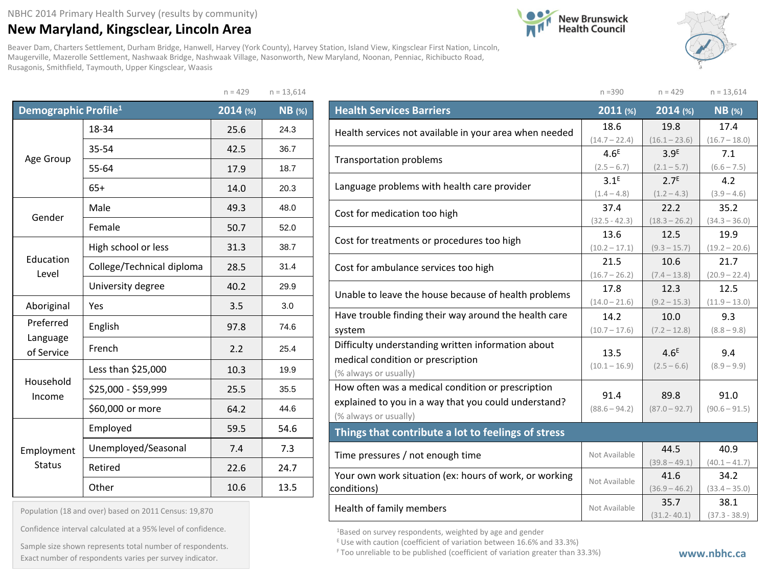NBHC 2014 Primary Health Survey (results by community)

# New Maryland, Kingsclear, Lincoln Area

Beaver Dam, Charters Settlement, Durham Bridge, Hanwell, Harvey (York County), Harvey Station, Island View, Kingsclear First Nation, Lincoln, Maugerville, Mazerolle Settlement, Nashwaak Bridge, Nashwaak Village, Nasonworth, New Maryland, Noonan, Penniac, Richibucto Road, Rusagonis, Smithfield, Taymouth, Upper Kingsclear, Waasis

| Demographic Profile[1] | | 2014 (%) n = 429 | NB (%) n = 13,614 |
|---|---|---|---|
| Age Group | 18-34 | 25.6 | 24.3 |
| | 35-54 | 42.5 | 36.7 |
| | 55-64 | 17.9 | 18.7 |
| | 65+ | 14.0 | 20.3 |
| Gender | Male | 49.3 | 48.0 |
| | Female | 50.7 | 52.0 |
| Education Level | High school or less | 31.3 | 38.7 |
| | College/Technical diploma | 28.5 | 31.4 |
| | University degree | 40.2 | 29.9 |
| Aboriginal | Yes | 3.5 | 3.0 |
| Preferred Language of Service | English | 97.8 | 74.6 |
| | French | 2.2 | 25.4 |
| Household Income | Less than $25,000 | 10.3 | 19.9 |
| | $25,000 - $59,999 | 25.5 | 35.5 |
| | $60,000 or more | 64.2 | 44.6 |
| Employment Status | Employed | 59.5 | 54.6 |
| | Unemployed/Seasonal | 7.4 | 7.3 |
| | Retired | 22.6 | 24.7 |
| | Other | 10.6 | 13.5 |

Population (18 and over) based on 2011 Census: 19,870

Confidence interval calculated at a 95% level of confidence.

Sample size shown represents total number of respondents. Exact number of respondents varies per survey indicator.

| Health Services Barriers | 2011 (%) n = 390 | 2014 (%) n = 429 | NB (%) n = 13,614 |
|---|---|---|---|
| Health services not available in your area when needed | 18.6 (14.7 – 22.4) | 19.8 (16.1 – 23.6) | 17.4 (16.7 – 18.0) |
| Transportation problems | 4.6[E] (2.5 – 6.7) | 3.9[E] (2.1 – 5.7) | 7.1 (6.6 – 7.5) |
| Language problems with health care provider | 3.1[E] (1.4 – 4.8) | 2.7[E] (1.2 – 4.3) | 4.2 (3.9 – 4.6) |
| Cost for medication too high | 37.4 (32.5 - 42.3) | 22.2 (18.3 – 26.2) | 35.2 (34.3 – 36.0) |
| Cost for treatments or procedures too high | 13.6 (10.2 – 17.1) | 12.5 (9.3 – 15.7) | 19.9 (19.2 – 20.6) |
| Cost for ambulance services too high | 21.5 (16.7 – 26.2) | 10.6 (7.4 – 13.8) | 21.7 (20.9 – 22.4) |
| Unable to leave the house because of health problems | 17.8 (14.0 – 21.6) | 12.3 (9.2 – 15.3) | 12.5 (11.9 – 13.0) |
| Have trouble finding their way around the health care system | 14.2 (10.7 – 17.6) | 10.0 (7.2 – 12.8) | 9.3 (8.8 – 9.8) |
| Difficulty understanding written information about medical condition or prescription (% always or usually) | 13.5 (10.1 – 16.9) | 4.6[E] (2.5 – 6.6) | 9.4 (8.9 – 9.9) |
| How often was a medical condition or prescription explained to you in a way that you could understand? (% always or usually) | 91.4 (88.6 – 94.2) | 89.8 (87.0 – 92.7) | 91.0 (90.6 – 91.5) |
| **Things that contribute a lot to feelings of stress** | | | |
| Time pressures / not enough time | Not Available | 44.5 (39.8 – 49.1) | 40.9 (40.1 – 41.7) |
| Your own work situation (ex: hours of work, or working conditions) | Not Available | 41.6 (36.9 – 46.2) | 34.2 (33.4 – 35.0) |
| Health of family members | Not Available | 35.7 (31.2- 40.1) | 38.1 (37.3 - 38.9) |

[1] Based on survey respondents, weighted by age and gender

[E] Use with caution (coefficient of variation between 16.6% and 33.3%)

[F] Too unreliable to be published (coefficient of variation greater than 33.3%)

www.nbhc.ca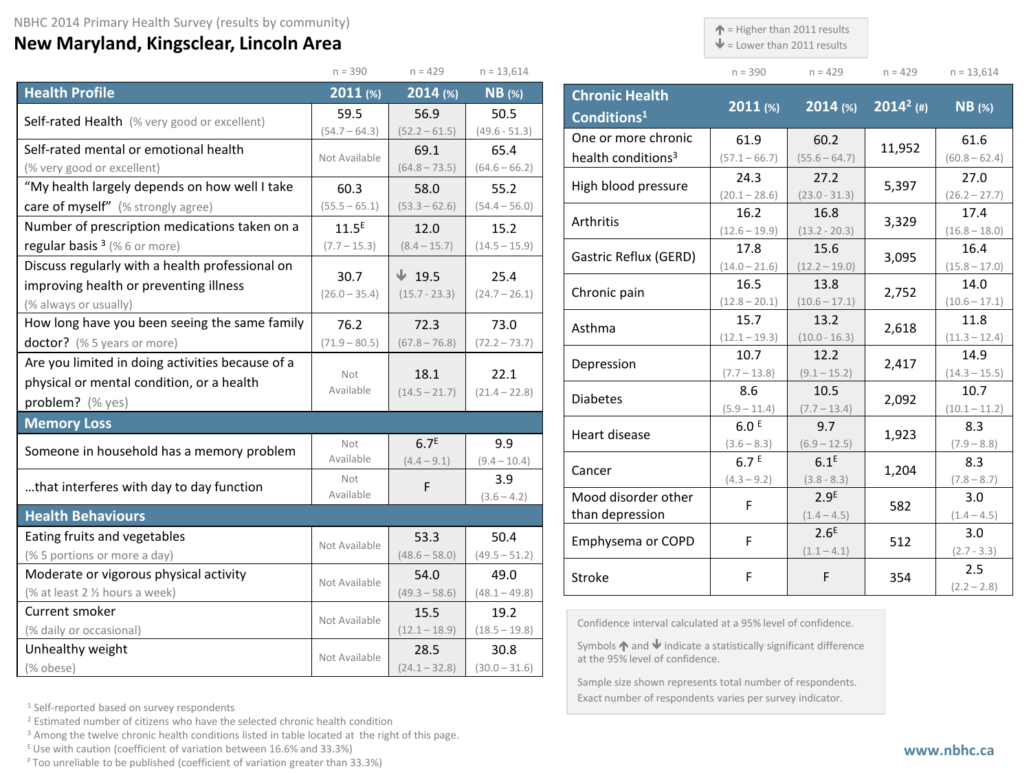NBHC 2014 Primary Health Survey (results by community)

# New Maryland, Kingsclear, Lincoln Area

↑ = Higher than 2011 results
↓ = Lower than 2011 results

| Health Profile | 2011 (%) n = 390 | 2014 (%) n = 429 | NB (%) n = 13,614 |
|---|---|---|---|
| Self-rated Health (% very good or excellent) | 59.5 (54.7 – 64.3) | 56.9 (52.2 – 61.5) | 50.5 (49.6 - 51.3) |
| Self-rated mental or emotional health (% very good or excellent) | Not Available | 69.1 (64.8 – 73.5) | 65.4 (64.6 – 66.2) |
| "My health largely depends on how well I take care of myself" (% strongly agree) | 60.3 (55.5 – 65.1) | 58.0 (53.3 – 62.6) | 55.2 (54.4 – 56.0) |
| Number of prescription medications taken on a regular basis [3] (% 6 or more) | 11.5[E] (7.7 – 15.3) | 12.0 (8.4 – 15.7) | 15.2 (14.5 – 15.9) |
| Discuss regularly with a health professional on improving health or preventing illness (% always or usually) | 30.7 (26.0 – 35.4) | ↓ 19.5 (15.7 - 23.3) | 25.4 (24.7 – 26.1) |
| How long have you been seeing the same family doctor? (% 5 years or more) | 76.2 (71.9 – 80.5) | 72.3 (67.8 – 76.8) | 73.0 (72.2 – 73.7) |
| Are you limited in doing activities because of a physical or mental condition, or a health problem? (% yes) | Not Available | 18.1 (14.5 – 21.7) | 22.1 (21.4 – 22.8) |
| **Memory Loss** | | | |
| Someone in household has a memory problem | Not Available | 6.7[E] (4.4 – 9.1) | 9.9 (9.4 – 10.4) |
| …that interferes with day to day function | Not Available | F | 3.9 (3.6 – 4.2) |
| **Health Behaviours** | | | |
| Eating fruits and vegetables (% 5 portions or more a day) | Not Available | 53.3 (48.6 – 58.0) | 50.4 (49.5 – 51.2) |
| Moderate or vigorous physical activity (% at least 2 ½ hours a week) | Not Available | 54.0 (49.3 – 58.6) | 49.0 (48.1 – 49.8) |
| Current smoker (% daily or occasional) | Not Available | 15.5 (12.1 – 18.9) | 19.2 (18.5 – 19.8) |
| Unhealthy weight (% obese) | Not Available | 28.5 (24.1 – 32.8) | 30.8 (30.0 – 31.6) |

| Chronic Health Conditions[1] | 2011 (%) n = 390 | 2014 (%) n = 429 | 2014[2] (#) n = 429 | NB (%) n = 13,614 |
|---|---|---|---|---|
| One or more chronic health conditions[3] | 61.9 (57.1 – 66.7) | 60.2 (55.6 – 64.7) | 11,952 | 61.6 (60.8 – 62.4) |
| High blood pressure | 24.3 (20.1 – 28.6) | 27.2 (23.0 - 31.3) | 5,397 | 27.0 (26.2 – 27.7) |
| Arthritis | 16.2 (12.6 – 19.9) | 16.8 (13.2 - 20.3) | 3,329 | 17.4 (16.8 – 18.0) |
| Gastric Reflux (GERD) | 17.8 (14.0 – 21.6) | 15.6 (12.2 – 19.0) | 3,095 | 16.4 (15.8 – 17.0) |
| Chronic pain | 16.5 (12.8 – 20.1) | 13.8 (10.6 – 17.1) | 2,752 | 14.0 (10.6 – 17.1) |
| Asthma | 15.7 (12.1 – 19.3) | 13.2 (10.0 - 16.3) | 2,618 | 11.8 (11.3 – 12.4) |
| Depression | 10.7 (7.7 – 13.8) | 12.2 (9.1 – 15.2) | 2,417 | 14.9 (14.3 – 15.5) |
| Diabetes | 8.6 (5.9 – 11.4) | 10.5 (7.7 – 13.4) | 2,092 | 10.7 (10.1 – 11.2) |
| Heart disease | 6.0[E] (3.6 – 8.3) | 9.7 (6.9 – 12.5) | 1,923 | 8.3 (7.9 – 8.8) |
| Cancer | 6.7[E] (4.3 – 9.2) | 6.1[E] (3.8 - 8.3) | 1,204 | 8.3 (7.8 – 8.7) |
| Mood disorder other than depression | F | 2.9[E] (1.4 – 4.5) | 582 | 3.0 (1.4 – 4.5) |
| Emphysema or COPD | F | 2.6[E] (1.1 – 4.1) | 512 | 3.0 (2.7 – 3.3) |
| Stroke | F | F | 354 | 2.5 (2.2 – 2.8) |

Confidence interval calculated at a 95% level of confidence.

Symbols ↑ and ↓ indicate a statistically significant difference at the 95% level of confidence.

Sample size shown represents total number of respondents. Exact number of respondents varies per survey indicator.

[1] Self-reported based on survey respondents
[2] Estimated number of citizens who have the selected chronic health condition
[3] Among the twelve chronic health conditions listed in table located at the right of this page.
[E] Use with caution (coefficient of variation between 16.6% and 33.3%)
[F] Too unreliable to be published (coefficient of variation greater than 33.3%)

www.nbhc.ca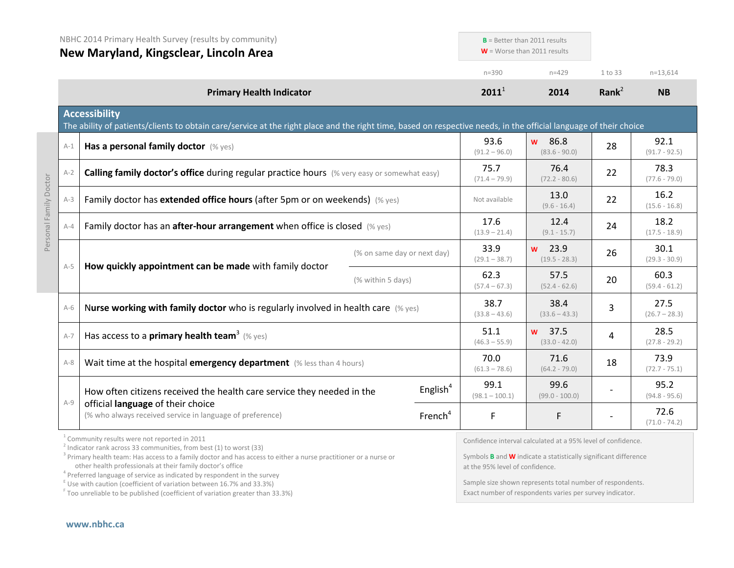NBHC 2014 Primary Health Survey (results by community)

# New Maryland, Kingsclear, Lincoln Area

**B** = Better than 2011 results
**W** = Worse than 2011 results

| | Primary Health Indicator | | 2011[1] (n=390) | 2014 (n=429) | Rank[2] (1 to 33) | NB (n=13,614) |
|---|---|---|---|---|---|---|
| | **Accessibility** — The ability of patients/clients to obtain care/service at the right place and the right time, based on respective needs, in the official language of their choice | | | | | |
| A-1 | **Has a personal family doctor** (% yes) | | 93.6 (91.2 – 96.0) | W 86.8 (83.6 - 90.0) | 28 | 92.1 (91.7 - 92.5) |
| A-2 | **Calling family doctor's office** during regular practice hours (% very easy or somewhat easy) | | 75.7 (71.4 – 79.9) | 76.4 (72.2 - 80.6) | 22 | 78.3 (77.6 - 79.0) |
| A-3 | Family doctor has **extended office hours** (after 5pm or on weekends) (% yes) | | Not available | 13.0 (9.6 - 16.4) | 22 | 16.2 (15.6 - 16.8) |
| A-4 | Family doctor has an **after-hour arrangement** when office is closed (% yes) | | 17.6 (13.9 – 21.4) | 12.4 (9.1 - 15.7) | 24 | 18.2 (17.5 - 18.9) |
| A-5 | **How quickly appointment can be made** with family doctor | (% on same day or next day) | 33.9 (29.1 – 38.7) | W 23.9 (19.5 - 28.3) | 26 | 30.1 (29.3 - 30.9) |
| | | (% within 5 days) | 62.3 (57.4 – 67.3) | 57.5 (52.4 - 62.6) | 20 | 60.3 (59.4 - 61.2) |
| A-6 | **Nurse working with family doctor** who is regularly involved in health care (% yes) | | 38.7 (33.8 – 43.6) | 38.4 (33.6 – 43.3) | 3 | 27.5 (26.7 – 28.3) |
| A-7 | Has access to a **primary health team**[3] (% yes) | | 51.1 (46.3 – 55.9) | W 37.5 (33.0 - 42.0) | 4 | 28.5 (27.8 - 29.2) |
| A-8 | Wait time at the hospital **emergency department** (% less than 4 hours) | | 70.0 (61.3 – 78.6) | 71.6 (64.2 - 79.0) | 18 | 73.9 (72.7 - 75.1) |
| A-9 | How often citizens received the health care service they needed in the official **language** of their choice (% who always received service in language of preference) | English[4] | 99.1 (98.1 – 100.1) | 99.6 (99.0 - 100.0) | - | 95.2 (94.8 - 95.6) |
| | | French[4] | F | F | - | 72.6 (71.0 - 74.2) |

Personal Family Doctor: A-1 to A-5

[1] Community results were not reported in 2011
[2] Indicator rank across 33 communities, from best (1) to worst (33)
[3] Primary health team: Has access to a family doctor and has access to either a nurse practitioner or a nurse or other health professionals at their family doctor's office
[4] Preferred language of service as indicated by respondent in the survey
[E] Use with caution (coefficient of variation between 16.7% and 33.3%)
[F] Too unreliable to be published (coefficient of variation greater than 33.3%)

Confidence interval calculated at a 95% level of confidence.

Symbols **B** and **W** indicate a statistically significant difference at the 95% level of confidence.

Sample size shown represents total number of respondents. Exact number of respondents varies per survey indicator.

www.nbhc.ca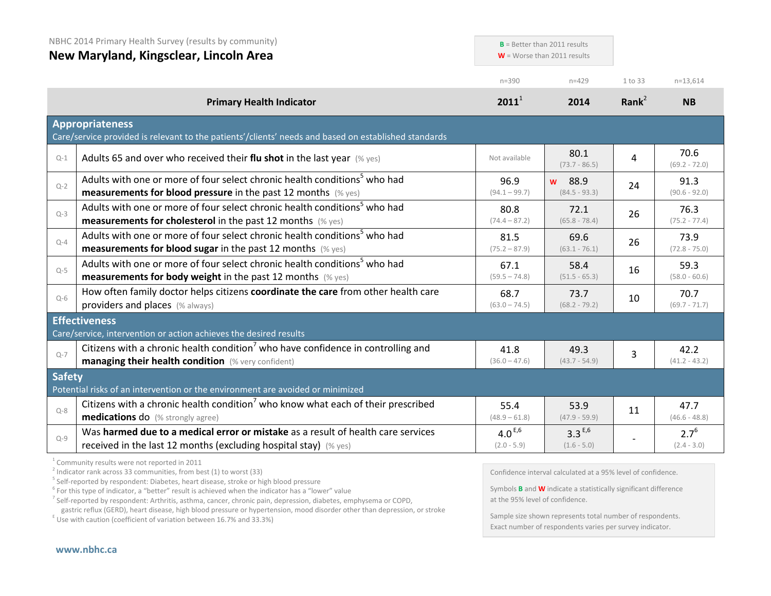NBHC 2014 Primary Health Survey (results by community)

# New Maryland, Kingsclear, Lincoln Area

**B** = Better than 2011 results
**W** = Worse than 2011 results

| | Primary Health Indicator | 2011[1] (n=390) | 2014 (n=429) | Rank[2] (1 to 33) | NB (n=13,614) |
|---|---|---|---|---|---|
| | **Appropriateness** Care/service provided is relevant to the patients'/clients' needs and based on established standards | | | | |
| Q-1 | Adults 65 and over who received their **flu shot** in the last year (% yes) | Not available | 80.1 (73.7 - 86.5) | 4 | 70.6 (69.2 - 72.0) |
| Q-2 | Adults with one or more of four select chronic health conditions[5] who had **measurements for blood pressure** in the past 12 months (% yes) | 96.9 (94.1 – 99.7) | W 88.9 (84.5 - 93.3) | 24 | 91.3 (90.6 - 92.0) |
| Q-3 | Adults with one or more of four select chronic health conditions[5] who had **measurements for cholesterol** in the past 12 months (% yes) | 80.8 (74.4 – 87.2) | 72.1 (65.8 - 78.4) | 26 | 76.3 (75.2 - 77.4) |
| Q-4 | Adults with one or more of four select chronic health conditions[5] who had **measurements for blood sugar** in the past 12 months (% yes) | 81.5 (75.2 – 87.9) | 69.6 (63.1 - 76.1) | 26 | 73.9 (72.8 - 75.0) |
| Q-5 | Adults with one or more of four select chronic health conditions[5] who had **measurements for body weight** in the past 12 months (% yes) | 67.1 (59.5 – 74.8) | 58.4 (51.5 - 65.3) | 16 | 59.3 (58.0 - 60.6) |
| Q-6 | How often family doctor helps citizens **coordinate the care** from other health care providers and places (% always) | 68.7 (63.0 – 74.5) | 73.7 (68.2 - 79.2) | 10 | 70.7 (69.7 - 71.7) |
| | **Effectiveness** Care/service, intervention or action achieves the desired results | | | | |
| Q-7 | Citizens with a chronic health condition[7] who have confidence in controlling and **managing their health condition** (% very confident) | 41.8 (36.0 – 47.6) | 49.3 (43.7 - 54.9) | 3 | 42.2 (41.2 - 43.2) |
| | **Safety** Potential risks of an intervention or the environment are avoided or minimized | | | | |
| Q-8 | Citizens with a chronic health condition[7] who know what each of their prescribed **medications** do (% strongly agree) | 55.4 (48.9 – 61.8) | 53.9 (47.9 - 59.9) | 11 | 47.7 (46.6 - 48.8) |
| Q-9 | Was **harmed due to a medical error or mistake** as a result of health care services received in the last 12 months (excluding hospital stay) (% yes) | 4.0[E,6] (2.0 - 5.9) | 3.3[E,6] (1.6 - 5.0) | - | 2.7[6] (2.4 - 3.0) |

[1] Community results were not reported in 2011
[2] Indicator rank across 33 communities, from best (1) to worst (33)
[5] Self-reported by respondent: Diabetes, heart disease, stroke or high blood pressure
[6] For this type of indicator, a "better" result is achieved when the indicator has a "lower" value
[7] Self-reported by respondent: Arthritis, asthma, cancer, chronic pain, depression, diabetes, emphysema or COPD, gastric reflux (GERD), heart disease, high blood pressure or hypertension, mood disorder other than depression, or stroke
[E] Use with caution (coefficient of variation between 16.7% and 33.3%)

Confidence interval calculated at a 95% level of confidence.

Symbols **B** and **W** indicate a statistically significant difference at the 95% level of confidence.

Sample size shown represents total number of respondents. Exact number of respondents varies per survey indicator.

www.nbhc.ca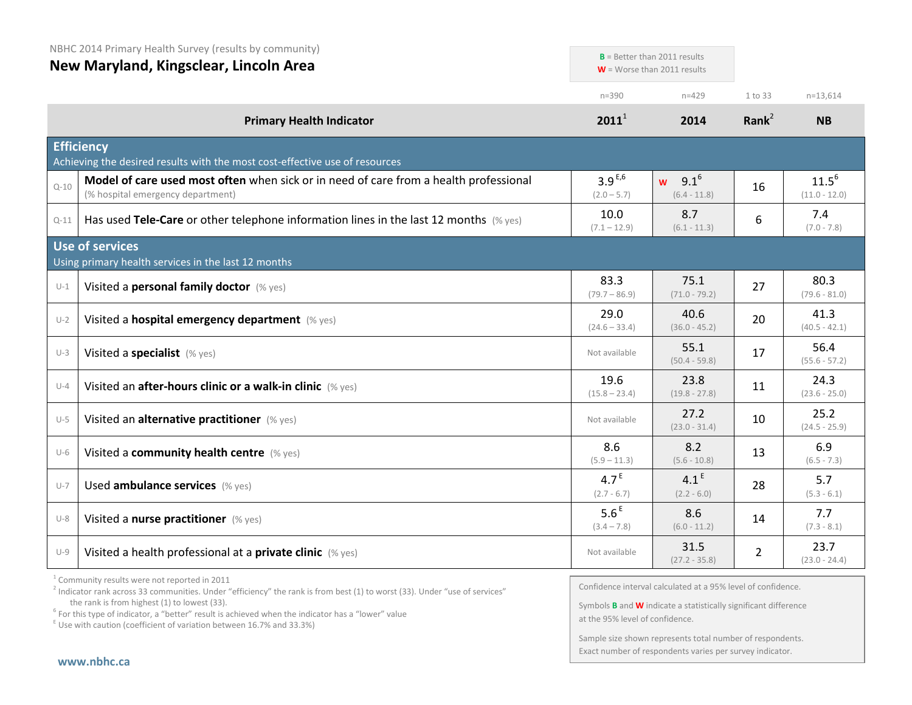NBHC 2014 Primary Health Survey (results by community)

# New Maryland, Kingsclear, Lincoln Area

**B** = Better than 2011 results
**W** = Worse than 2011 results

| | Primary Health Indicator | 2011[1] (n=390) | 2014 (n=429) | Rank[2] (1 to 33) | NB (n=13,614) |
|---|---|---|---|---|---|
| **Efficiency** | Achieving the desired results with the most cost-effective use of resources | | | | |
| Q-10 | **Model of care used most often** when sick or in need of care from a health professional (% hospital emergency department) | 3.9 [E,6] (2.0 – 5.7) | W 9.1 [6] (6.4 - 11.8) | 16 | 11.5 [6] (11.0 - 12.0) |
| Q-11 | Has used **Tele-Care** or other telephone information lines in the last 12 months (% yes) | 10.0 (7.1 – 12.9) | 8.7 (6.1 - 11.3) | 6 | 7.4 (7.0 - 7.8) |
| **Use of services** | Using primary health services in the last 12 months | | | | |
| U-1 | Visited a **personal family doctor** (% yes) | 83.3 (79.7 – 86.9) | 75.1 (71.0 - 79.2) | 27 | 80.3 (79.6 - 81.0) |
| U-2 | Visited a **hospital emergency department** (% yes) | 29.0 (24.6 – 33.4) | 40.6 (36.0 - 45.2) | 20 | 41.3 (40.5 - 42.1) |
| U-3 | Visited a **specialist** (% yes) | Not available | 55.1 (50.4 - 59.8) | 17 | 56.4 (55.6 - 57.2) |
| U-4 | Visited an **after-hours clinic or a walk-in clinic** (% yes) | 19.6 (15.8 – 23.4) | 23.8 (19.8 - 27.8) | 11 | 24.3 (23.6 - 25.0) |
| U-5 | Visited an **alternative practitioner** (% yes) | Not available | 27.2 (23.0 - 31.4) | 10 | 25.2 (24.5 - 25.9) |
| U-6 | Visited a **community health centre** (% yes) | 8.6 (5.9 – 11.3) | 8.2 (5.6 - 10.8) | 13 | 6.9 (6.5 - 7.3) |
| U-7 | Used **ambulance services** (% yes) | 4.7 [E] (2.7 - 6.7) | 4.1 [E] (2.2 - 6.0) | 28 | 5.7 (5.3 - 6.1) |
| U-8 | Visited a **nurse practitioner** (% yes) | 5.6 [E] (3.4 – 7.8) | 8.6 (6.0 - 11.2) | 14 | 7.7 (7.3 - 8.1) |
| U-9 | Visited a health professional at a **private clinic** (% yes) | Not available | 31.5 (27.2 - 35.8) | 2 | 23.7 (23.0 - 24.4) |

[1] Community results were not reported in 2011
[2] Indicator rank across 33 communities. Under "efficiency" the rank is from best (1) to worst (33). Under "use of services" the rank is from highest (1) to lowest (33).
[6] For this type of indicator, a "better" result is achieved when the indicator has a "lower" value
[E] Use with caution (coefficient of variation between 16.7% and 33.3%)

Confidence interval calculated at a 95% level of confidence.

Symbols **B** and **W** indicate a statistically significant difference at the 95% level of confidence.

Sample size shown represents total number of respondents. Exact number of respondents varies per survey indicator.

**www.nbhc.ca**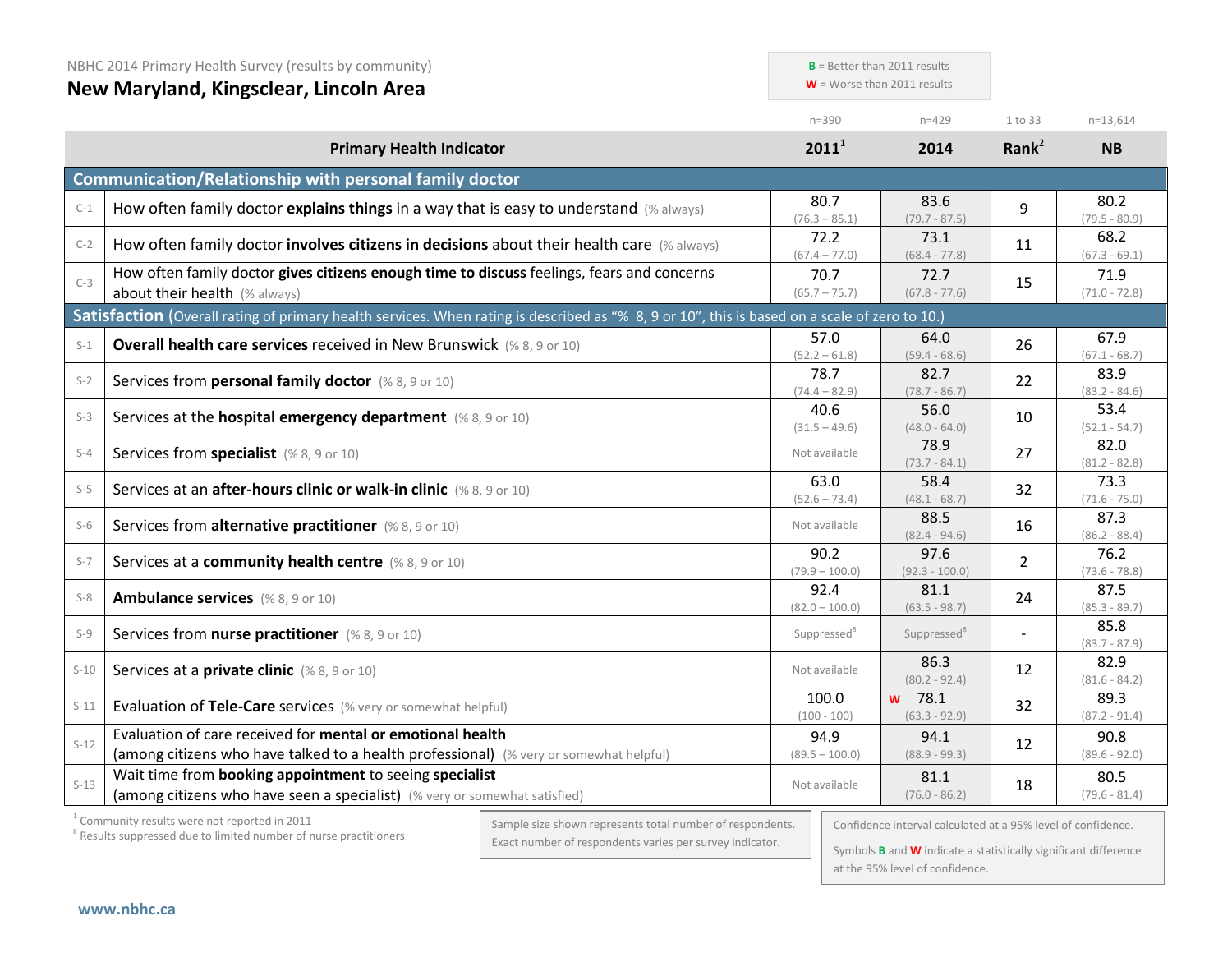NBHC 2014 Primary Health Survey (results by community)

# New Maryland, Kingsclear, Lincoln Area

**B** = Better than 2011 results
**W** = Worse than 2011 results

| | Primary Health Indicator | 2011[1] (n=390) | 2014 (n=429) | Rank[2] (1 to 33) | NB (n=13,614) |
|---|---|---|---|---|---|
| | **Communication/Relationship with personal family doctor** | | | | |
| C-1 | How often family doctor **explains things** in a way that is easy to understand (% always) | 80.7 (76.3 – 85.1) | 83.6 (79.7 - 87.5) | 9 | 80.2 (79.5 - 80.9) |
| C-2 | How often family doctor **involves citizens in decisions** about their health care (% always) | 72.2 (67.4 – 77.0) | 73.1 (68.4 - 77.8) | 11 | 68.2 (67.3 - 69.1) |
| C-3 | How often family doctor **gives citizens enough time to discuss** feelings, fears and concerns about their health (% always) | 70.7 (65.7 – 75.7) | 72.7 (67.8 - 77.6) | 15 | 71.9 (71.0 - 72.8) |
| | **Satisfaction** (Overall rating of primary health services. When rating is described as "% 8, 9 or 10", this is based on a scale of zero to 10.) | | | | |
| S-1 | **Overall health care services** received in New Brunswick (% 8, 9 or 10) | 57.0 (52.2 – 61.8) | 64.0 (59.4 - 68.6) | 26 | 67.9 (67.1 - 68.7) |
| S-2 | Services from **personal family doctor** (% 8, 9 or 10) | 78.7 (74.4 – 82.9) | 82.7 (78.7 - 86.7) | 22 | 83.9 (83.2 - 84.6) |
| S-3 | Services at the **hospital emergency department** (% 8, 9 or 10) | 40.6 (31.5 – 49.6) | 56.0 (48.0 - 64.0) | 10 | 53.4 (52.1 - 54.7) |
| S-4 | Services from **specialist** (% 8, 9 or 10) | Not available | 78.9 (73.7 - 84.1) | 27 | 82.0 (81.2 - 82.8) |
| S-5 | Services at an **after-hours clinic or walk-in clinic** (% 8, 9 or 10) | 63.0 (52.6 – 73.4) | 58.4 (48.1 - 68.7) | 32 | 73.3 (71.6 - 75.0) |
| S-6 | Services from **alternative practitioner** (% 8, 9 or 10) | Not available | 88.5 (82.4 - 94.6) | 16 | 87.3 (86.2 - 88.4) |
| S-7 | Services at a **community health centre** (% 8, 9 or 10) | 90.2 (79.9 – 100.0) | 97.6 (92.3 - 100.0) | 2 | 76.2 (73.6 - 78.8) |
| S-8 | **Ambulance services** (% 8, 9 or 10) | 92.4 (82.0 – 100.0) | 81.1 (63.5 - 98.7) | 24 | 87.5 (85.3 - 89.7) |
| S-9 | Services from **nurse practitioner** (% 8, 9 or 10) | Suppressed[8] | Suppressed[8] | - | 85.8 (83.7 - 87.9) |
| S-10 | Services at a **private clinic** (% 8, 9 or 10) | Not available | 86.3 (80.2 - 92.4) | 12 | 82.9 (81.6 - 84.2) |
| S-11 | Evaluation of **Tele-Care** services (% very or somewhat helpful) | 100.0 (100 - 100) | W 78.1 (63.3 - 92.9) | 32 | 89.3 (87.2 - 91.4) |
| S-12 | Evaluation of care received for **mental or emotional health** (among citizens who have talked to a health professional) (% very or somewhat helpful) | 94.9 (89.5 – 100.0) | 94.1 (88.9 - 99.3) | 12 | 90.8 (89.6 - 92.0) |
| S-13 | Wait time from **booking appointment** to seeing **specialist** (among citizens who have seen a specialist) (% very or somewhat satisfied) | Not available | 81.1 (76.0 - 86.2) | 18 | 80.5 (79.6 - 81.4) |

[1] Community results were not reported in 2011
[8] Results suppressed due to limited number of nurse practitioners

Sample size shown represents total number of respondents. Exact number of respondents varies per survey indicator.

Confidence interval calculated at a 95% level of confidence.

Symbols **B** and **W** indicate a statistically significant difference at the 95% level of confidence.

www.nbhc.ca